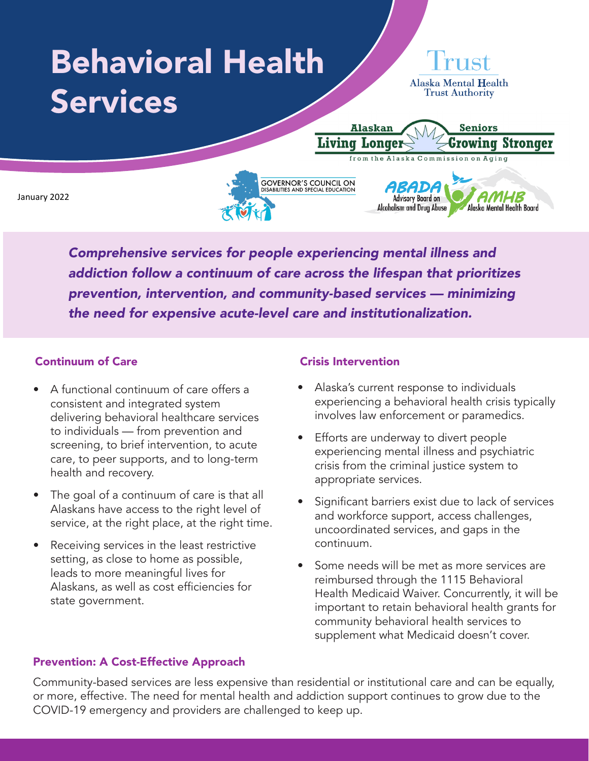# Behavioral Health Services

Trust
Alaska Mental Health Trust Authority

Alaskan Seniors Living Longer Growing Stronger
from the Alaska Commission on Aging

January 2022

GOVERNOR'S COUNCIL ON DISABILITIES AND SPECIAL EDUCATION

ABADA Advisory Board on Alcoholism and Drug Abuse

AMHB Alaska Mental Health Board

***Comprehensive services for people experiencing mental illness and addiction follow a continuum of care across the lifespan that prioritizes prevention, intervention, and community-based services — minimizing the need for expensive acute-level care and institutionalization.***

## Continuum of Care

- A functional continuum of care offers a consistent and integrated system delivering behavioral healthcare services to individuals — from prevention and screening, to brief intervention, to acute care, to peer supports, and to long-term health and recovery.
- The goal of a continuum of care is that all Alaskans have access to the right level of service, at the right place, at the right time.
- Receiving services in the least restrictive setting, as close to home as possible, leads to more meaningful lives for Alaskans, as well as cost efficiencies for state government.

## Crisis Intervention

- Alaska's current response to individuals experiencing a behavioral health crisis typically involves law enforcement or paramedics.
- Efforts are underway to divert people experiencing mental illness and psychiatric crisis from the criminal justice system to appropriate services.
- Significant barriers exist due to lack of services and workforce support, access challenges, uncoordinated services, and gaps in the continuum.
- Some needs will be met as more services are reimbursed through the 1115 Behavioral Health Medicaid Waiver. Concurrently, it will be important to retain behavioral health grants for community behavioral health services to supplement what Medicaid doesn't cover.

## Prevention: A Cost-Effective Approach

Community-based services are less expensive than residential or institutional care and can be equally, or more, effective. The need for mental health and addiction support continues to grow due to the COVID-19 emergency and providers are challenged to keep up.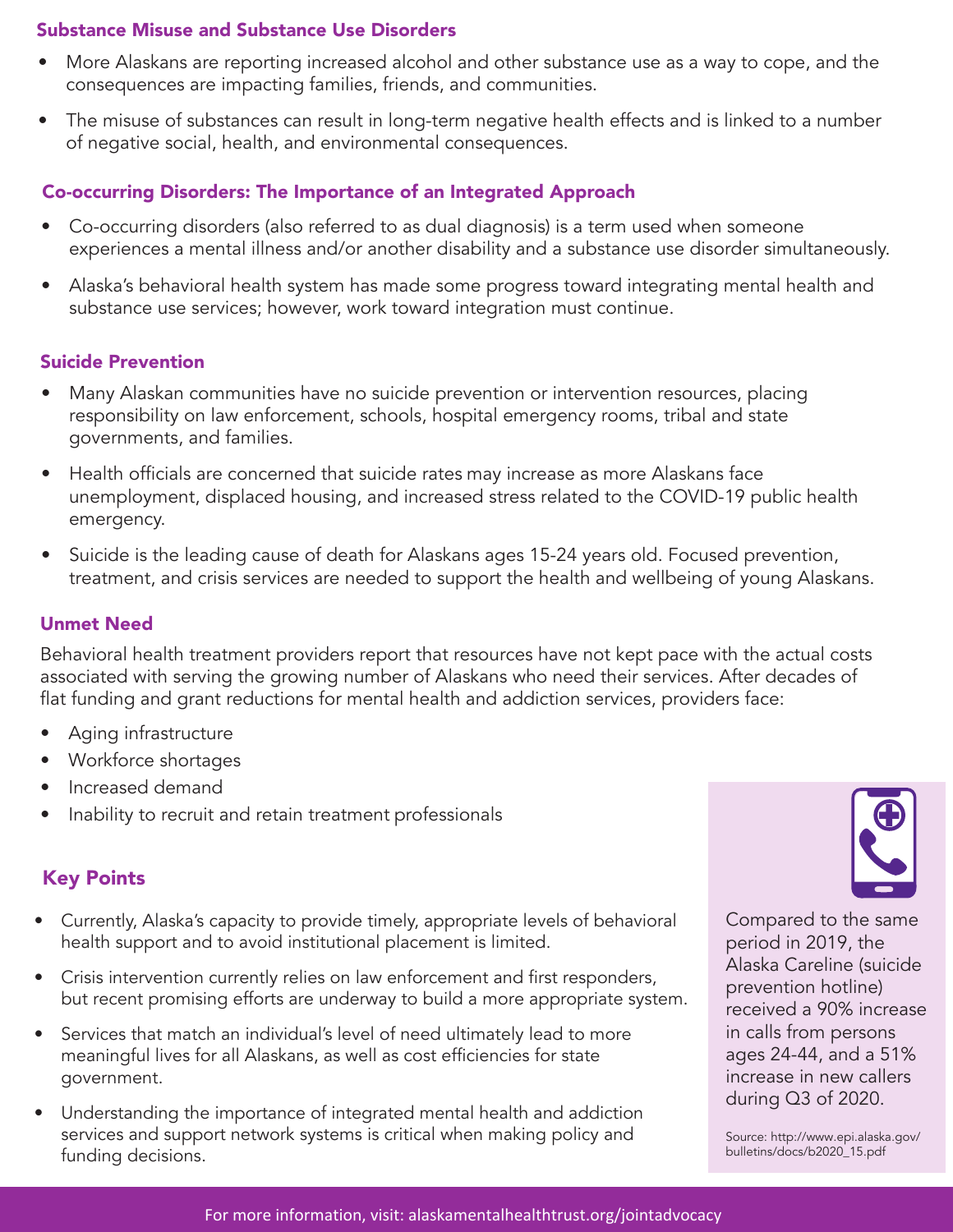## Substance Misuse and Substance Use Disorders

- More Alaskans are reporting increased alcohol and other substance use as a way to cope, and the consequences are impacting families, friends, and communities.
- The misuse of substances can result in long-term negative health effects and is linked to a number of negative social, health, and environmental consequences.

## Co-occurring Disorders: The Importance of an Integrated Approach

- Co-occurring disorders (also referred to as dual diagnosis) is a term used when someone experiences a mental illness and/or another disability and a substance use disorder simultaneously.
- Alaska's behavioral health system has made some progress toward integrating mental health and substance use services; however, work toward integration must continue.

## Suicide Prevention

- Many Alaskan communities have no suicide prevention or intervention resources, placing responsibility on law enforcement, schools, hospital emergency rooms, tribal and state governments, and families.
- Health officials are concerned that suicide rates may increase as more Alaskans face unemployment, displaced housing, and increased stress related to the COVID-19 public health emergency.
- Suicide is the leading cause of death for Alaskans ages 15-24 years old. Focused prevention, treatment, and crisis services are needed to support the health and wellbeing of young Alaskans.

## Unmet Need

Behavioral health treatment providers report that resources have not kept pace with the actual costs associated with serving the growing number of Alaskans who need their services. After decades of flat funding and grant reductions for mental health and addiction services, providers face:

- Aging infrastructure
- Workforce shortages
- Increased demand
- Inability to recruit and retain treatment professionals

## Key Points

- Currently, Alaska's capacity to provide timely, appropriate levels of behavioral health support and to avoid institutional placement is limited.
- Crisis intervention currently relies on law enforcement and first responders, but recent promising efforts are underway to build a more appropriate system.
- Services that match an individual's level of need ultimately lead to more meaningful lives for all Alaskans, as well as cost efficiencies for state government.
- Understanding the importance of integrated mental health and addiction services and support network systems is critical when making policy and funding decisions.

Compared to the same period in 2019, the Alaska Careline (suicide prevention hotline) received a 90% increase in calls from persons ages 24-44, and a 51% increase in new callers during Q3 of 2020.

Source: http://www.epi.alaska.gov/bulletins/docs/b2020_15.pdf

For more information, visit: alaskamentalhealthtrust.org/jointadvocacy